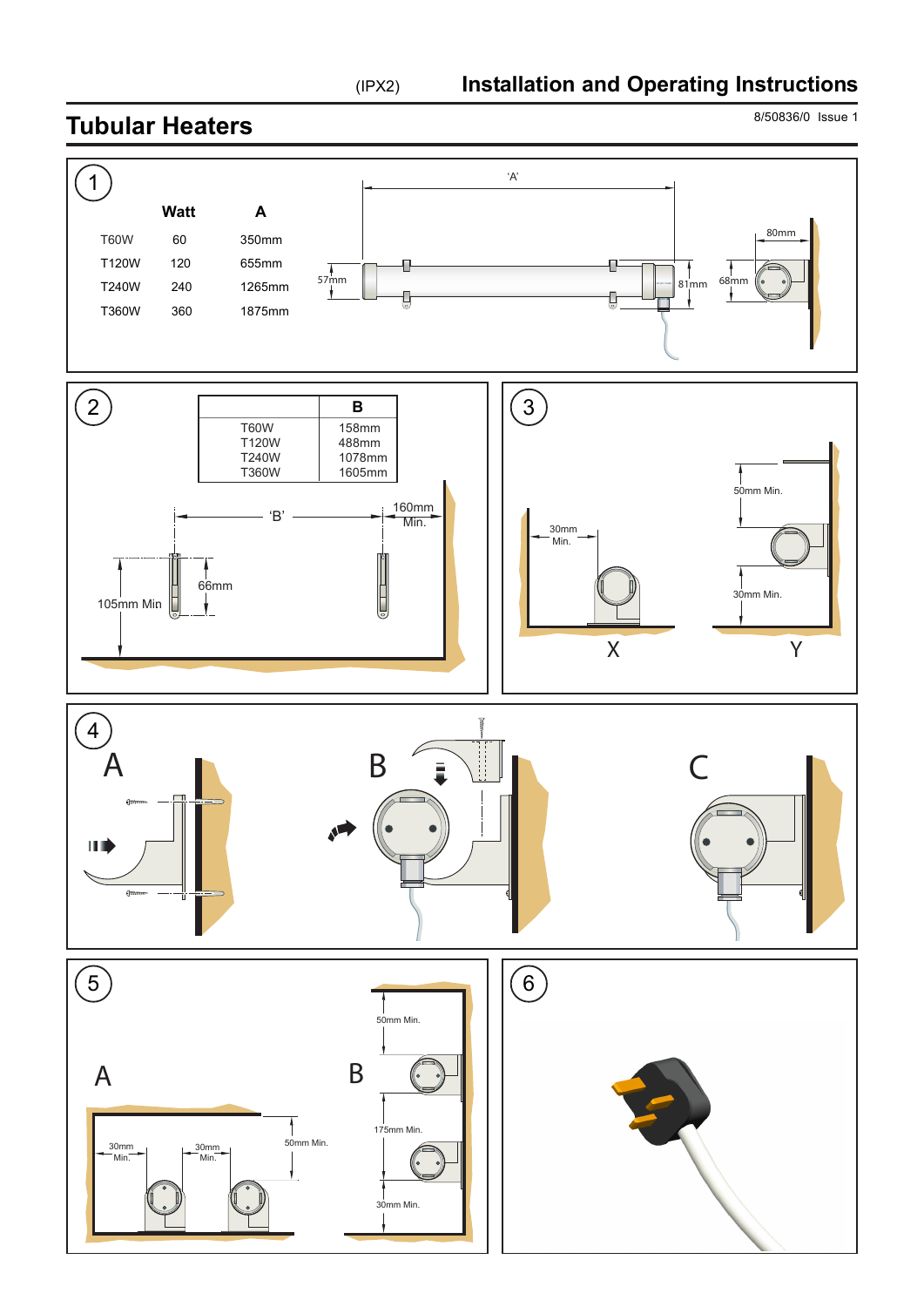(IPX2) **Installation and Operating Instructions**

# Tubular Heaters

8/50836/0 Issue 1

1

| | Watt | A |
|---|---|---|
| T60W | 60 | 350mm |
| T120W | 120 | 655mm |
| T240W | 240 | 1265mm |
| T360W | 360 | 1875mm |

'A'

57mm

81mm

80mm

68mm

2

| | B |
|---|---|
| T60W | 158mm |
| T120W | 488mm |
| T240W | 1078mm |
| T360W | 1605mm |

'B'

160mm Min.

66mm

105mm Min

3

30mm Min.

X

50mm Min.

30mm Min.

Y

4

A

B

C

5

A

30mm Min.

30mm Min.

50mm Min.

B

50mm Min.

175mm Min.

30mm Min.

6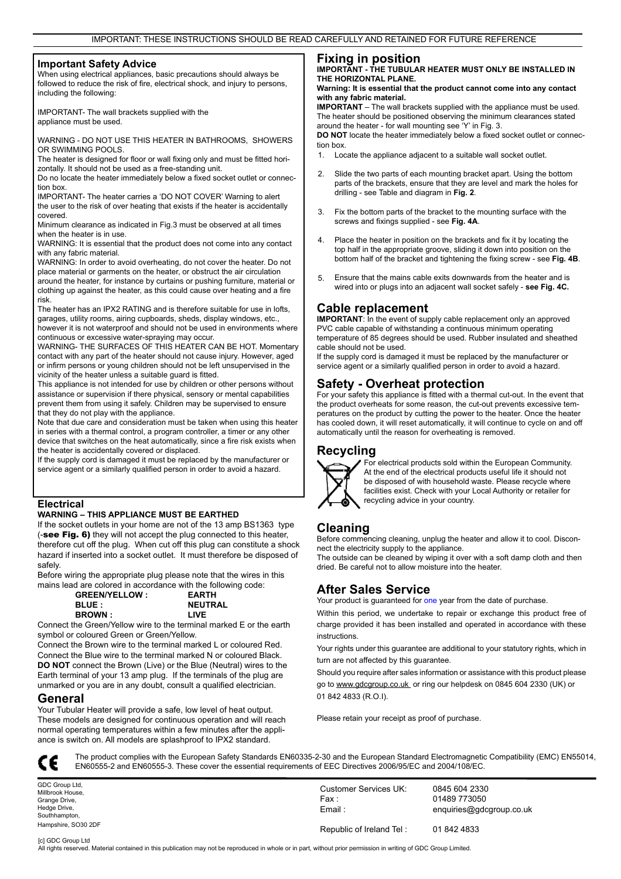IMPORTANT: THESE INSTRUCTIONS SHOULD BE READ CAREFULLY AND RETAINED FOR FUTURE REFERENCE

## Important Safety Advice

When using electrical appliances, basic precautions should always be followed to reduce the risk of fire, electrical shock, and injury to persons, including the following:

IMPORTANT- The wall brackets supplied with the appliance must be used.

WARNING - DO NOT USE THIS HEATER IN BATHROOMS, SHOWERS OR SWIMMING POOLS.

The heater is designed for floor or wall fixing only and must be fitted horizontally. It should not be used as a free-standing unit.

Do no locate the heater immediately below a fixed socket outlet or connection box.

IMPORTANT- The heater carries a 'DO NOT COVER' Warning to alert the user to the risk of over heating that exists if the heater is accidentally covered.

Minimum clearance as indicated in Fig.3 must be observed at all times when the heater is in use.

WARNING: It is essential that the product does not come into any contact with any fabric material.

WARNING: In order to avoid overheating, do not cover the heater. Do not place material or garments on the heater, or obstruct the air circulation around the heater, for instance by curtains or pushing furniture, material or clothing up against the heater, as this could cause over heating and a fire risk.

The heater has an IPX2 RATING and is therefore suitable for use in lofts, garages, utility rooms, airing cupboards, sheds, display windows, etc., however it is not waterproof and should not be used in environments where continuous or excessive water-spraying may occur.

WARNING- THE SURFACES OF THIS HEATER CAN BE HOT. Momentary contact with any part of the heater should not cause injury. However, aged or infirm persons or young children should not be left unsupervised in the vicinity of the heater unless a suitable guard is fitted.

This appliance is not intended for use by children or other persons without assistance or supervision if there physical, sensory or mental capabilities prevent them from using it safely. Children may be supervised to ensure that they do not play with the appliance.

Note that due care and consideration must be taken when using this heater in series with a thermal control, a program controller, a timer or any other device that switches on the heat automatically, since a fire risk exists when the heater is accidentally covered or displaced.

If the supply cord is damaged it must be replaced by the manufacturer or service agent or a similarly qualified person in order to avoid a hazard.

## Electrical

**WARNING – THIS APPLIANCE MUST BE EARTHED**

If the socket outlets in your home are not of the 13 amp BS1363 type (**see Fig. 6**) they will not accept the plug connected to this heater, therefore cut off the plug. When cut off this plug can constitute a shock hazard if inserted into a socket outlet. It must therefore be disposed of safely.

Before wiring the appropriate plug please note that the wires in this mains lead are colored in accordance with the following code:

| | |
|---|---|
| **GREEN/YELLOW :** | **EARTH** |
| **BLUE :** | **NEUTRAL** |
| **BROWN :** | **LIVE** |

Connect the Green/Yellow wire to the terminal marked E or the earth symbol or coloured Green or Green/Yellow.

Connect the Brown wire to the terminal marked L or coloured Red.

Connect the Blue wire to the terminal marked N or coloured Black.

**DO NOT** connect the Brown (Live) or the Blue (Neutral) wires to the Earth terminal of your 13 amp plug. If the terminals of the plug are unmarked or you are in any doubt, consult a qualified electrician.

## General

Your Tubular Heater will provide a safe, low level of heat output. These models are designed for continuous operation and will reach normal operating temperatures within a few minutes after the appliance is switch on. All models are splashproof to IPX2 standard.

## Fixing in position

**IMPORTANT - THE TUBULAR HEATER MUST ONLY BE INSTALLED IN THE HORIZONTAL PLANE.**

**Warning: It is essential that the product cannot come into any contact with any fabric material.**

**IMPORTANT** – The wall brackets supplied with the appliance must be used. The heater should be positioned observing the minimum clearances stated around the heater - for wall mounting see 'Y' in Fig. 3.

**DO NOT** locate the heater immediately below a fixed socket outlet or connection box.

1. Locate the appliance adjacent to a suitable wall socket outlet.
2. Slide the two parts of each mounting bracket apart. Using the bottom parts of the brackets, ensure that they are level and mark the holes for drilling - see Table and diagram in **Fig. 2**.
3. Fix the bottom parts of the bracket to the mounting surface with the screws and fixings supplied - see **Fig. 4A**.
4. Place the heater in position on the brackets and fix it by locating the top half in the appropriate groove, sliding it down into position on the bottom half of the bracket and tightening the fixing screw - see **Fig. 4B**.
5. Ensure that the mains cable exits downwards from the heater and is wired into or plugs into an adjacent wall socket safely - **see Fig. 4C.**

## Cable replacement

**IMPORTANT**: In the event of supply cable replacement only an approved PVC cable capable of withstanding a continuous minimum operating temperature of 85 degrees should be used. Rubber insulated and sheathed cable should not be used.

If the supply cord is damaged it must be replaced by the manufacturer or service agent or a similarly qualified person in order to avoid a hazard.

## Safety - Overheat protection

For your safety this appliance is fitted with a thermal cut-out. In the event that the product overheats for some reason, the cut-out prevents excessive temperatures on the product by cutting the power to the heater. Once the heater has cooled down, it will reset automatically, it will continue to cycle on and off automatically until the reason for overheating is removed.

## Recycling

For electrical products sold within the European Community. At the end of the electrical products useful life it should not be disposed of with household waste. Please recycle where facilities exist. Check with your Local Authority or retailer for recycling advice in your country.

## Cleaning

Before commencing cleaning, unplug the heater and allow it to cool. Disconnect the electricity supply to the appliance.

The outside can be cleaned by wiping it over with a soft damp cloth and then dried. Be careful not to allow moisture into the heater.

## After Sales Service

Your product is guaranteed for one year from the date of purchase.

Within this period, we undertake to repair or exchange this product free of charge provided it has been installed and operated in accordance with these instructions.

Your rights under this guarantee are additional to your statutory rights, which in turn are not affected by this guarantee.

Should you require after sales information or assistance with this product please go to www.gdcgroup.co.uk or ring our helpdesk on 0845 604 2330 (UK) or 01 842 4833 (R.O.I).

Please retain your receipt as proof of purchase.

CE The product complies with the European Safety Standards EN60335-2-30 and the European Standard Electromagnetic Compatibility (EMC) EN55014, EN60555-2 and EN60555-3. These cover the essential requirements of EEC Directives 2006/95/EC and 2004/108/EC.

GDC Group Ltd,
Millbrook House,
Grange Drive,
Hedge Drive,
Southhampton,
Hampshire, SO30 2DF

| | |
|---|---|
| Customer Services UK: | 0845 604 2330 |
| Fax : | 01489 773050 |
| Email : | enquiries@gdcgroup.co.uk |
| Republic of Ireland Tel : | 01 842 4833 |

[c] GDC Group Ltd

All rights reserved. Material contained in this publication may not be reproduced in whole or in part, without prior permission in writing of GDC Group Limited.